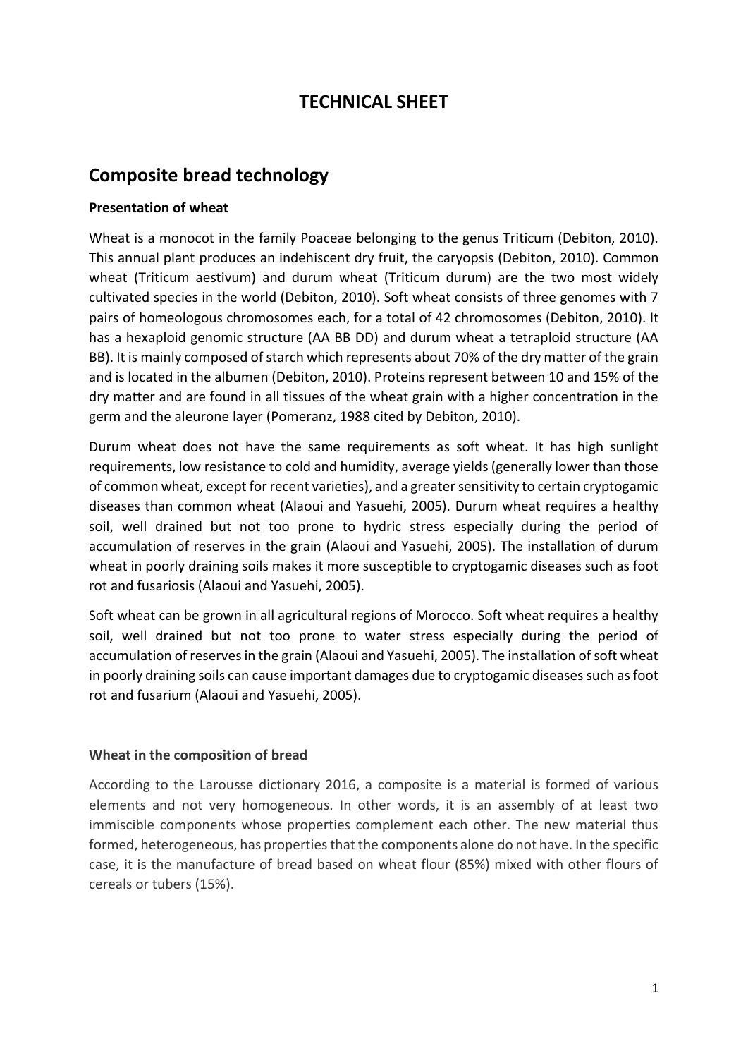# TECHNICAL SHEET

## Composite bread technology

**Presentation of wheat**

Wheat is a monocot in the family Poaceae belonging to the genus Triticum (Debiton, 2010). This annual plant produces an indehiscent dry fruit, the caryopsis (Debiton, 2010). Common wheat (Triticum aestivum) and durum wheat (Triticum durum) are the two most widely cultivated species in the world (Debiton, 2010). Soft wheat consists of three genomes with 7 pairs of homeologous chromosomes each, for a total of 42 chromosomes (Debiton, 2010). It has a hexaploid genomic structure (AA BB DD) and durum wheat a tetraploid structure (AA BB). It is mainly composed of starch which represents about 70% of the dry matter of the grain and is located in the albumen (Debiton, 2010). Proteins represent between 10 and 15% of the dry matter and are found in all tissues of the wheat grain with a higher concentration in the germ and the aleurone layer (Pomeranz, 1988 cited by Debiton, 2010).

Durum wheat does not have the same requirements as soft wheat. It has high sunlight requirements, low resistance to cold and humidity, average yields (generally lower than those of common wheat, except for recent varieties), and a greater sensitivity to certain cryptogamic diseases than common wheat (Alaoui and Yasuehi, 2005). Durum wheat requires a healthy soil, well drained but not too prone to hydric stress especially during the period of accumulation of reserves in the grain (Alaoui and Yasuehi, 2005). The installation of durum wheat in poorly draining soils makes it more susceptible to cryptogamic diseases such as foot rot and fusariosis (Alaoui and Yasuehi, 2005).

Soft wheat can be grown in all agricultural regions of Morocco. Soft wheat requires a healthy soil, well drained but not too prone to water stress especially during the period of accumulation of reserves in the grain (Alaoui and Yasuehi, 2005). The installation of soft wheat in poorly draining soils can cause important damages due to cryptogamic diseases such as foot rot and fusarium (Alaoui and Yasuehi, 2005).

**Wheat in the composition of bread**

According to the Larousse dictionary 2016, a composite is a material is formed of various elements and not very homogeneous. In other words, it is an assembly of at least two immiscible components whose properties complement each other. The new material thus formed, heterogeneous, has properties that the components alone do not have. In the specific case, it is the manufacture of bread based on wheat flour (85%) mixed with other flours of cereals or tubers (15%).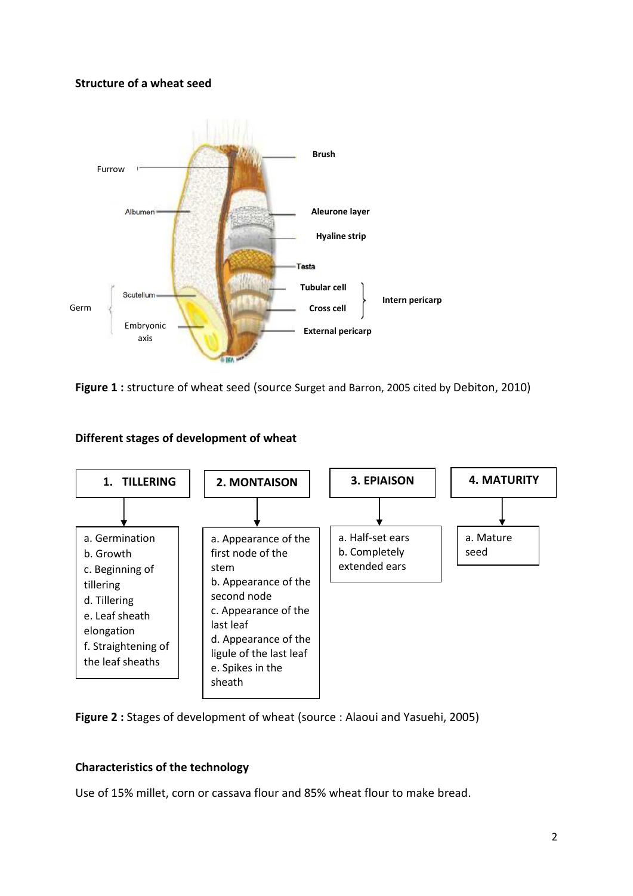**Structure of a wheat seed**

Furrow

Brush

Albumen

Aleurone layer

Hyaline strip

Testa

Germ

Scutellum

Embryonic axis

Tubular cell

Cross cell

Intern pericarp

External pericarp

**Figure 1 :** structure of wheat seed (source Surget and Barron, 2005 cited by Debiton, 2010)

**Different stages of development of wheat**

**1. TILLERING**

a. Germination
b. Growth
c. Beginning of tillering
d. Tillering
e. Leaf sheath elongation
f. Straightening of the leaf sheaths

**2. MONTAISON**

a. Appearance of the first node of the stem
b. Appearance of the second node
c. Appearance of the last leaf
d. Appearance of the ligule of the last leaf
e. Spikes in the sheath

**3. EPIAISON**

a. Half-set ears
b. Completely extended ears

**4. MATURITY**

a. Mature seed

**Figure 2 :** Stages of development of wheat (source : Alaoui and Yasuehi, 2005)

**Characteristics of the technology**

Use of 15% millet, corn or cassava flour and 85% wheat flour to make bread.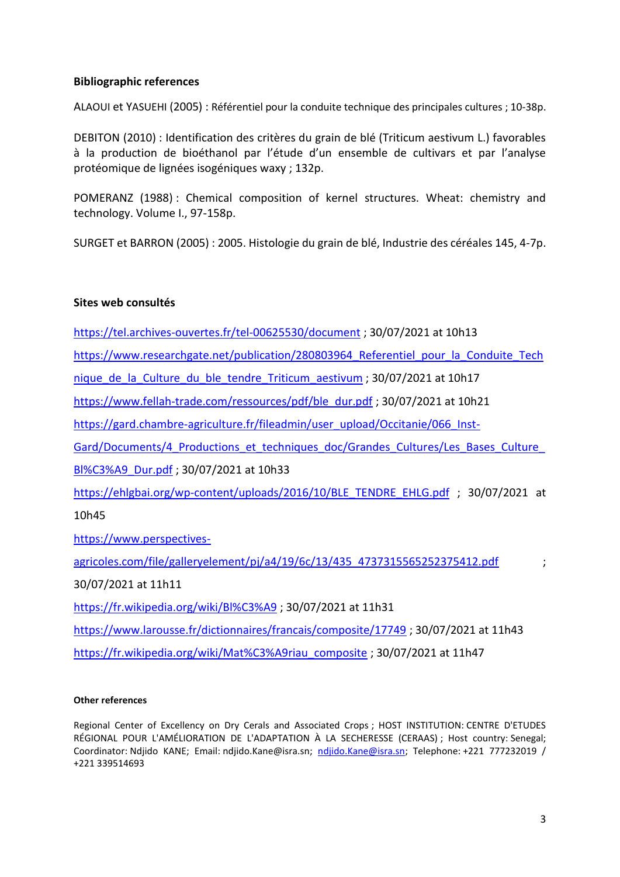**Bibliographic references**

ALAOUI et YASUEHI (2005) : Référentiel pour la conduite technique des principales cultures ; 10-38p.

DEBITON (2010) : Identification des critères du grain de blé (Triticum aestivum L.) favorables à la production de bioéthanol par l'étude d'un ensemble de cultivars et par l'analyse protéomique de lignées isogéniques waxy ; 132p.

POMERANZ (1988) : Chemical composition of kernel structures. Wheat: chemistry and technology. Volume I., 97-158p.

SURGET et BARRON (2005) : 2005. Histologie du grain de blé, Industrie des céréales 145, 4-7p.

**Sites web consultés**

https://tel.archives-ouvertes.fr/tel-00625530/document ; 30/07/2021 at 10h13

https://www.researchgate.net/publication/280803964_Referentiel_pour_la_Conduite_Technique_de_la_Culture_du_ble_tendre_Triticum_aestivum ; 30/07/2021 at 10h17

https://www.fellah-trade.com/ressources/pdf/ble_dur.pdf ; 30/07/2021 at 10h21

https://gard.chambre-agriculture.fr/fileadmin/user_upload/Occitanie/066_Inst-Gard/Documents/4_Productions_et_techniques_doc/Grandes_Cultures/Les_Bases_Culture_Bl%C3%A9_Dur.pdf ; 30/07/2021 at 10h33

https://ehlgbai.org/wp-content/uploads/2016/10/BLE_TENDRE_EHLG.pdf ; 30/07/2021 at 10h45

https://www.perspectives-agricoles.com/file/galleryelement/pj/a4/19/6c/13/435_4737315565252375412.pdf ; 30/07/2021 at 11h11

https://fr.wikipedia.org/wiki/Bl%C3%A9 ; 30/07/2021 at 11h31

https://www.larousse.fr/dictionnaires/francais/composite/17749 ; 30/07/2021 at 11h43

https://fr.wikipedia.org/wiki/Mat%C3%A9riau_composite ; 30/07/2021 at 11h47

**Other references**

Regional Center of Excellency on Dry Cerals and Associated Crops ; HOST INSTITUTION: CENTRE D'ETUDES RÉGIONAL POUR L'AMÉLIORATION DE L'ADAPTATION À LA SECHERESSE (CERAAS) ; Host country: Senegal; Coordinator: Ndjido KANE; Email: ndjido.Kane@isra.sn; ndjido.Kane@isra.sn; Telephone: +221 777232019 / +221 339514693